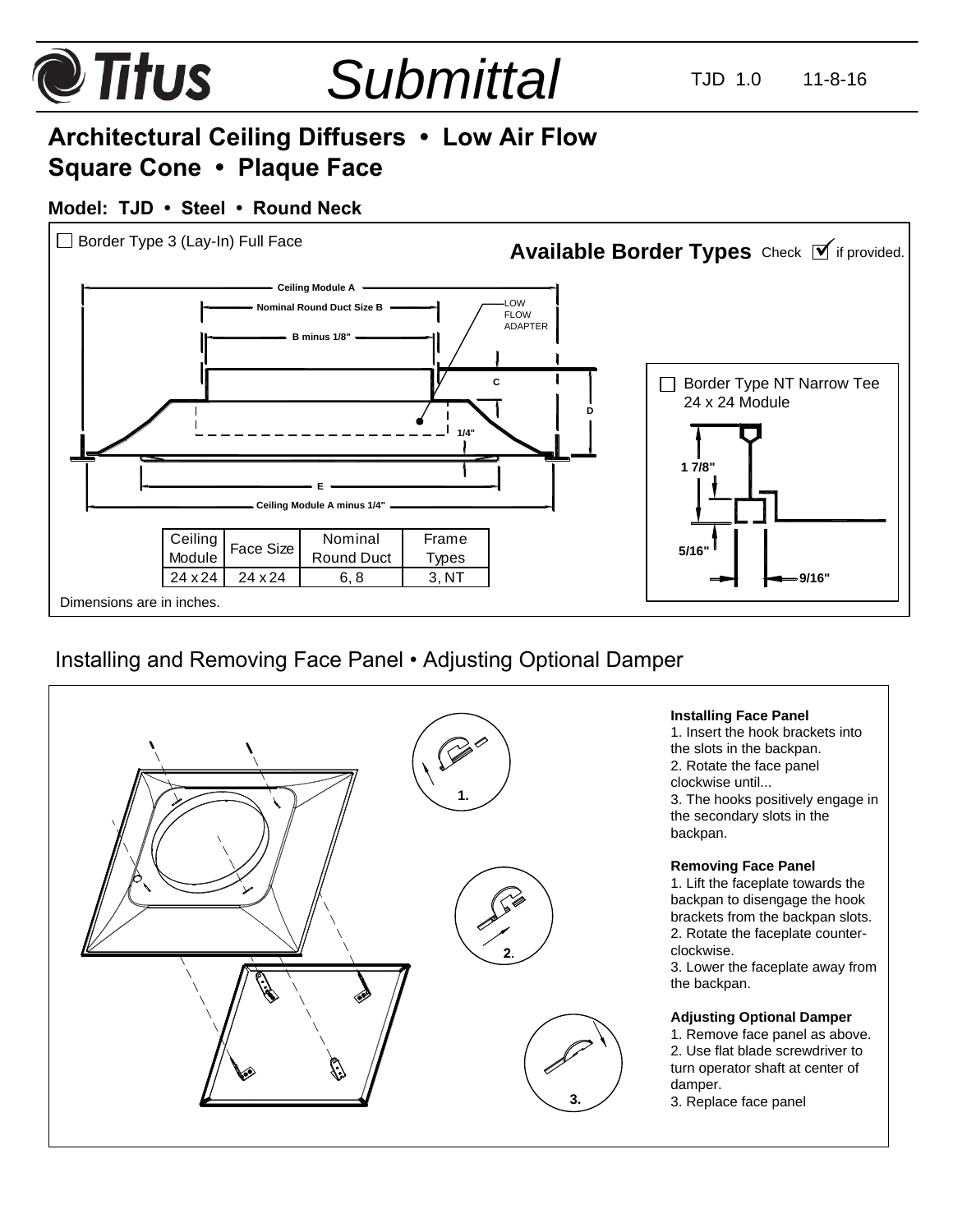# Titus Submittal

TJD 1.0 11-8-16

## Architectural Ceiling Diffusers • Low Air Flow
## Square Cone • Plaque Face

### Model: TJD • Steel • Round Neck

☐ Border Type 3 (Lay-In) Full Face

**Available Border Types** Check ☑ if provided.

Ceiling Module A

Nominal Round Duct Size B

B minus 1/8"

LOW FLOW ADAPTER

C

D

1/4"

E

Ceiling Module A minus 1/4"

| Ceiling Module | Face Size | Nominal Round Duct | Frame Types |
|---|---|---|---|
| 24 x 24 | 24 x 24 | 6, 8 | 3, NT |

Dimensions are in inches.

☐ Border Type NT Narrow Tee 24 x 24 Module

1 7/8"

5/16"

9/16"

## Installing and Removing Face Panel • Adjusting Optional Damper

1.

2.

3.

**Installing Face Panel**

1. Insert the hook brackets into the slots in the backpan.
2. Rotate the face panel clockwise until...
3. The hooks positively engage in the secondary slots in the backpan.

**Removing Face Panel**

1. Lift the faceplate towards the backpan to disengage the hook brackets from the backpan slots.
2. Rotate the faceplate counter-clockwise.
3. Lower the faceplate away from the backpan.

**Adjusting Optional Damper**

1. Remove face panel as above.
2. Use flat blade screwdriver to turn operator shaft at center of damper.
3. Replace face panel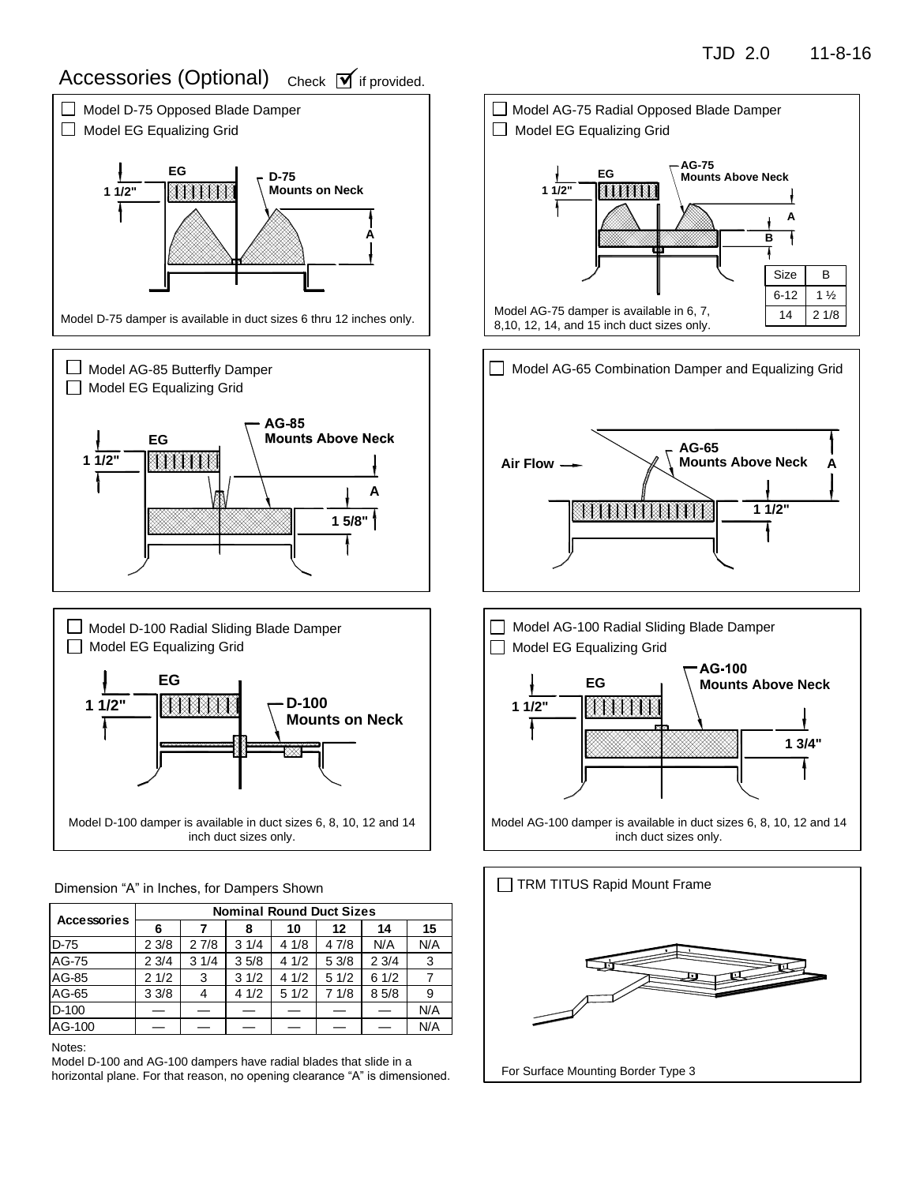## Accessories (Optional) Check ☑ if provided.

- ☐ Model D-75 Opposed Blade Damper
- ☐ Model EG Equalizing Grid

EG

1 1/2"

D-75 Mounts on Neck

A

Model D-75 damper is available in duct sizes 6 thru 12 inches only.

- ☐ Model AG-75 Radial Opposed Blade Damper
- ☐ Model EG Equalizing Grid

EG

1 1/2"

AG-75 Mounts Above Neck

A

B

| Size | B |
|---|---|
| 6-12 | 1 ½ |
| 14 | 2 1/8 |

Model AG-75 damper is available in 6, 7, 8,10, 12, 14, and 15 inch duct sizes only.

- ☐ Model AG-85 Butterfly Damper
- ☐ Model EG Equalizing Grid

EG

1 1/2"

AG-85 Mounts Above Neck

A

1 5/8"

- ☐ Model AG-65 Combination Damper and Equalizing Grid

Air Flow

AG-65 Mounts Above Neck

A

1 1/2"

- ☐ Model D-100 Radial Sliding Blade Damper
- ☐ Model EG Equalizing Grid

EG

1 1/2"

D-100 Mounts on Neck

Model D-100 damper is available in duct sizes 6, 8, 10, 12 and 14 inch duct sizes only.

- ☐ Model AG-100 Radial Sliding Blade Damper
- ☐ Model EG Equalizing Grid

EG

1 1/2"

AG-100 Mounts Above Neck

1 3/4"

Model AG-100 damper is available in duct sizes 6, 8, 10, 12 and 14 inch duct sizes only.

Dimension “A” in Inches, for Dampers Shown

| Accessories | Nominal Round Duct Sizes | | | | | | |
|---|---|---|---|---|---|---|---|
| | 6 | 7 | 8 | 10 | 12 | 14 | 15 |
| D-75 | 2 3/8 | 2 7/8 | 3 1/4 | 4 1/8 | 4 7/8 | N/A | N/A |
| AG-75 | 2 3/4 | 3 1/4 | 3 5/8 | 4 1/2 | 5 3/8 | 2 3/4 | 3 |
| AG-85 | 2 1/2 | 3 | 3 1/2 | 4 1/2 | 5 1/2 | 6 1/2 | 7 |
| AG-65 | 3 3/8 | 4 | 4 1/2 | 5 1/2 | 7 1/8 | 8 5/8 | 9 |
| D-100 | — | — | — | — | — | — | N/A |
| AG-100 | — | — | — | — | — | — | N/A |

Notes:
Model D-100 and AG-100 dampers have radial blades that slide in a horizontal plane. For that reason, no opening clearance “A” is dimensioned.

- ☐ TRM TITUS Rapid Mount Frame

For Surface Mounting Border Type 3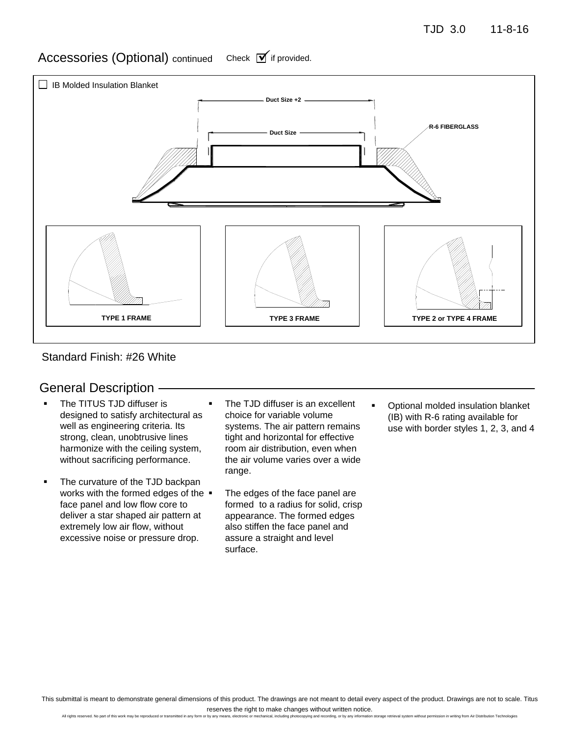## Accessories (Optional) continued

Check ☑ if provided.

☐ IB Molded Insulation Blanket

Duct Size +2

Duct Size

R-6 FIBERGLASS

TYPE 1 FRAME

TYPE 3 FRAME

TYPE 2 or TYPE 4 FRAME

Standard Finish: #26 White

## General Description

- The TITUS TJD diffuser is designed to satisfy architectural as well as engineering criteria. Its strong, clean, unobtrusive lines harmonize with the ceiling system, without sacrificing performance.
- The curvature of the TJD backpan works with the formed edges of the face panel and low flow core to deliver a star shaped air pattern at extremely low air flow, without excessive noise or pressure drop.
- The TJD diffuser is an excellent choice for variable volume systems. The air pattern remains tight and horizontal for effective room air distribution, even when the air volume varies over a wide range.
- The edges of the face panel are formed to a radius for solid, crisp appearance. The formed edges also stiffen the face panel and assure a straight and level surface.
- Optional molded insulation blanket (IB) with R-6 rating available for use with border styles 1, 2, 3, and 4

This submittal is meant to demonstrate general dimensions of this product. The drawings are not meant to detail every aspect of the product. Drawings are not to scale. Titus reserves the right to make changes without written notice.

All rights reserved. No part of this work may be reproduced or transmitted in any form or by any means, electronic or mechanical, including photocopying and recording, or by any information storage retrieval system without permission in writing from Air Distribution Technologies